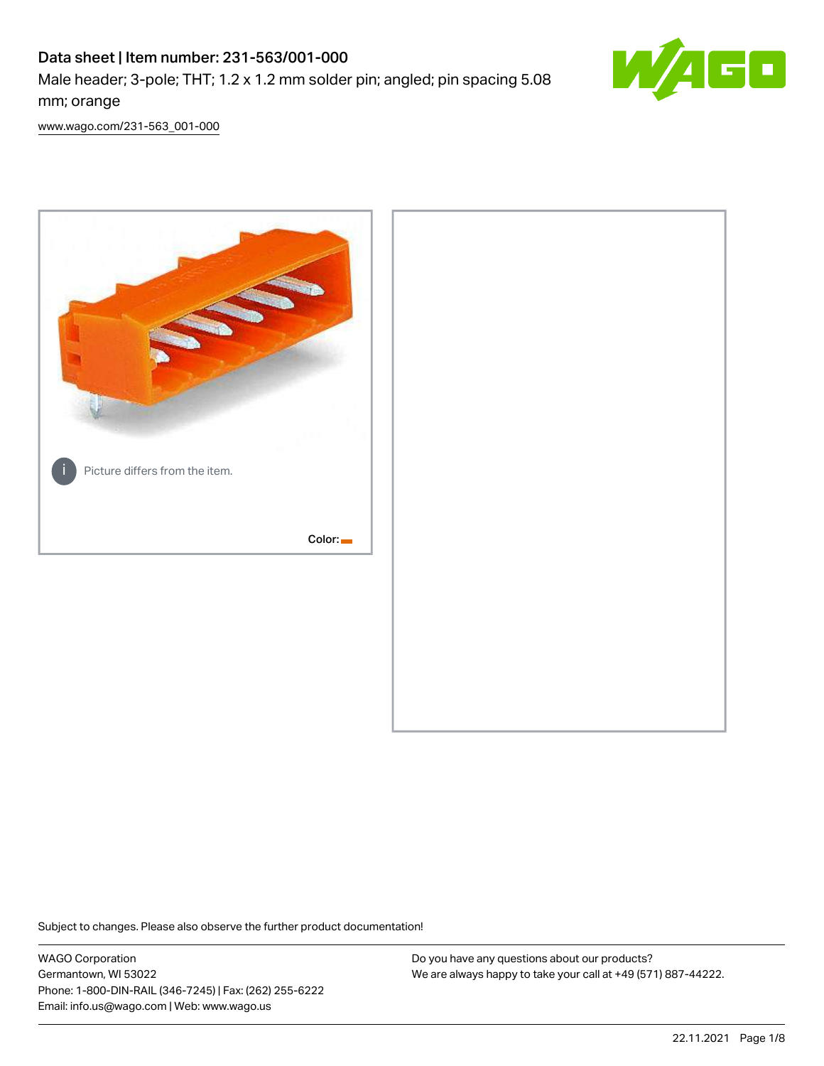# Data sheet | Item number: 231-563/001-000

Male header; 3-pole; THT; 1.2 x 1.2 mm solder pin; angled; pin spacing 5.08 mm; orange

www.wago.com/231-563_001-000

Picture differs from the item.

Color:

Subject to changes. Please also observe the further product documentation!

WAGO Corporation
Germantown, WI 53022
Phone: 1-800-DIN-RAIL (346-7245) | Fax: (262) 255-6222
Email: info.us@wago.com | Web: www.wago.us

Do you have any questions about our products?
We are always happy to take your call at +49 (571) 887-44222.

22.11.2021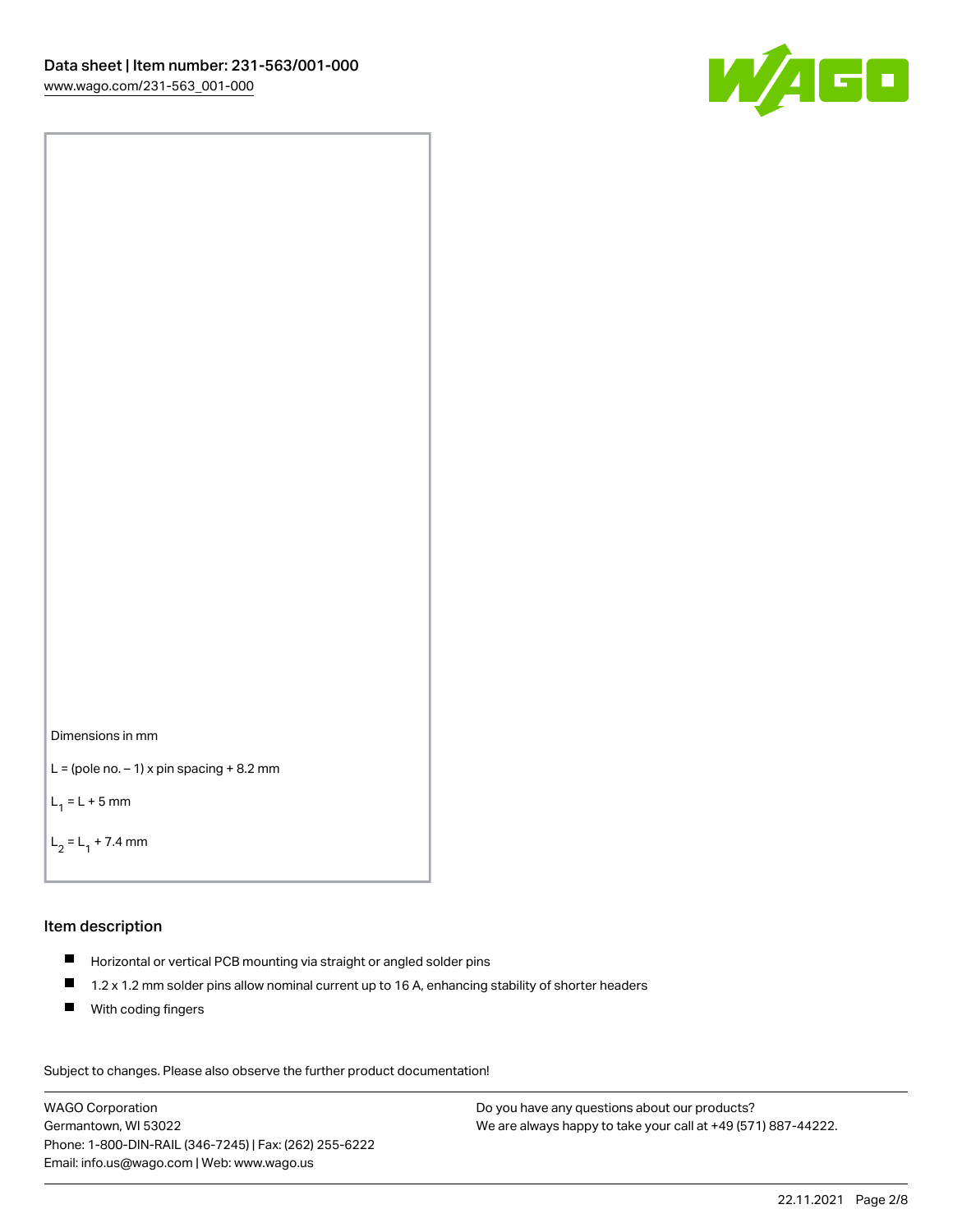Dimensions in mm

L = (pole no. – 1) x pin spacing + 8.2 mm

$L_1$ = L + 5 mm

$L_2$ = $L_1$ + 7.4 mm

## Item description

- Horizontal or vertical PCB mounting via straight or angled solder pins
- 1.2 x 1.2 mm solder pins allow nominal current up to 16 A, enhancing stability of shorter headers
- With coding fingers

Subject to changes. Please also observe the further product documentation!

WAGO Corporation
Germantown, WI 53022
Phone: 1-800-DIN-RAIL (346-7245) | Fax: (262) 255-6222
Email: info.us@wago.com | Web: www.wago.us

Do you have any questions about our products?
We are always happy to take your call at +49 (571) 887-44222.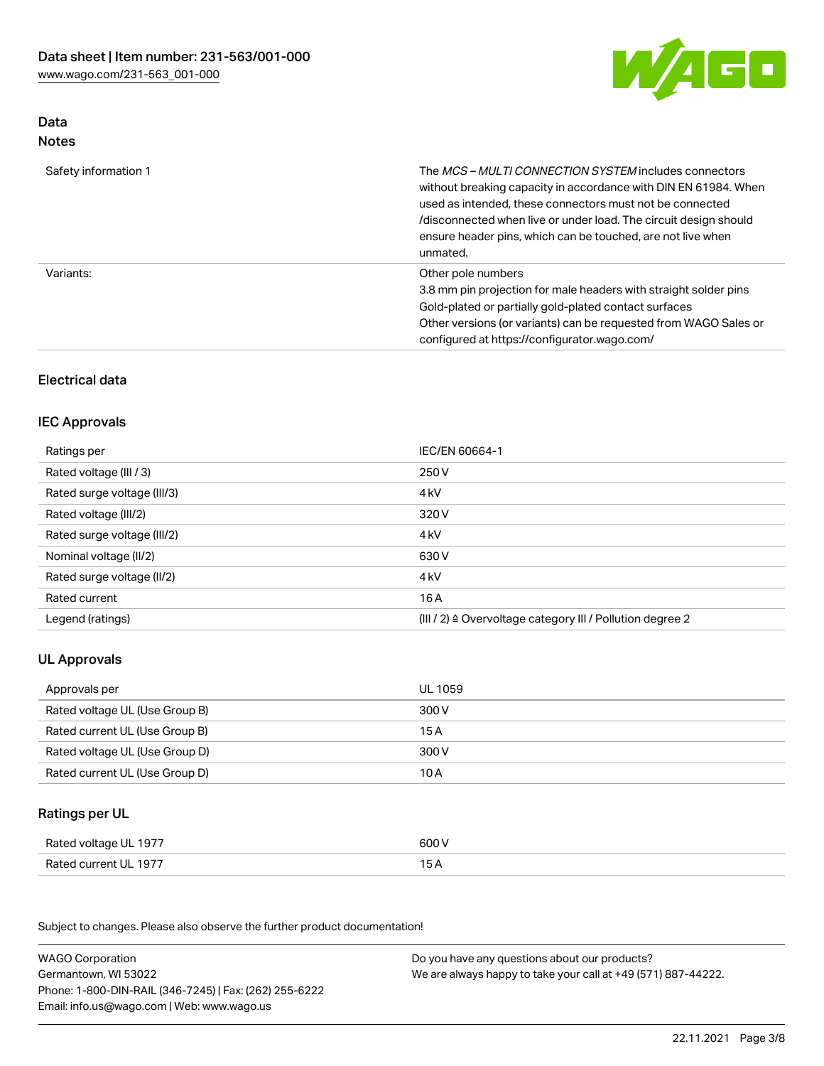## Data

### Notes

| | |
|---|---|
| Safety information 1 | The *MCS – MULTI CONNECTION SYSTEM* includes connectors without breaking capacity in accordance with DIN EN 61984. When used as intended, these connectors must not be connected /disconnected when live or under load. The circuit design should ensure header pins, which can be touched, are not live when unmated. |
| Variants: | Other pole numbers<br>3.8 mm pin projection for male headers with straight solder pins<br>Gold-plated or partially gold-plated contact surfaces<br>Other versions (or variants) can be requested from WAGO Sales or configured at https://configurator.wago.com/ |

## Electrical data

### IEC Approvals

| | |
|---|---|
| Ratings per | IEC/EN 60664-1 |
| Rated voltage (III / 3) | 250 V |
| Rated surge voltage (III/3) | 4 kV |
| Rated voltage (III/2) | 320 V |
| Rated surge voltage (III/2) | 4 kV |
| Nominal voltage (II/2) | 630 V |
| Rated surge voltage (II/2) | 4 kV |
| Rated current | 16 A |
| Legend (ratings) | (III / 2) ≙ Overvoltage category III / Pollution degree 2 |

### UL Approvals

| | |
|---|---|
| Approvals per | UL 1059 |
| Rated voltage UL (Use Group B) | 300 V |
| Rated current UL (Use Group B) | 15 A |
| Rated voltage UL (Use Group D) | 300 V |
| Rated current UL (Use Group D) | 10 A |

### Ratings per UL

| | |
|---|---|
| Rated voltage UL 1977 | 600 V |
| Rated current UL 1977 | 15 A |

Subject to changes. Please also observe the further product documentation!

WAGO Corporation
Germantown, WI 53022
Phone: 1-800-DIN-RAIL (346-7245) | Fax: (262) 255-6222
Email: info.us@wago.com | Web: www.wago.us

Do you have any questions about our products?
We are always happy to take your call at +49 (571) 887-44222.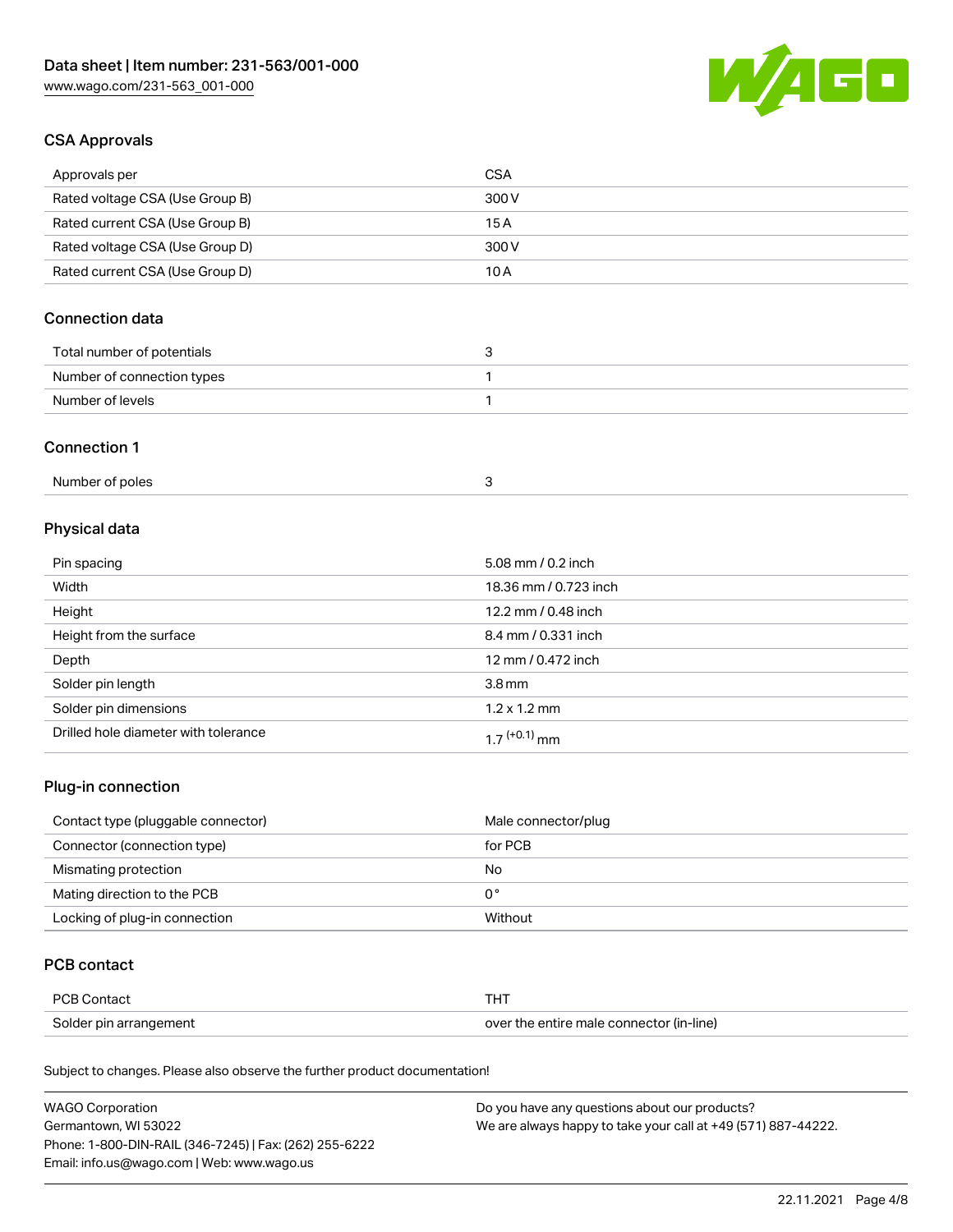## CSA Approvals

| | |
|---|---|
| Approvals per | CSA |
| Rated voltage CSA (Use Group B) | 300 V |
| Rated current CSA (Use Group B) | 15 A |
| Rated voltage CSA (Use Group D) | 300 V |
| Rated current CSA (Use Group D) | 10 A |

## Connection data

| | |
|---|---|
| Total number of potentials | 3 |
| Number of connection types | 1 |
| Number of levels | 1 |

## Connection 1

| | |
|---|---|
| Number of poles | 3 |

## Physical data

| | |
|---|---|
| Pin spacing | 5.08 mm / 0.2 inch |
| Width | 18.36 mm / 0.723 inch |
| Height | 12.2 mm / 0.48 inch |
| Height from the surface | 8.4 mm / 0.331 inch |
| Depth | 12 mm / 0.472 inch |
| Solder pin length | 3.8 mm |
| Solder pin dimensions | 1.2 x 1.2 mm |
| Drilled hole diameter with tolerance | $1.7^{(+0.1)}$ mm |

## Plug-in connection

| | |
|---|---|
| Contact type (pluggable connector) | Male connector/plug |
| Connector (connection type) | for PCB |
| Mismating protection | No |
| Mating direction to the PCB | 0 ° |
| Locking of plug-in connection | Without |

## PCB contact

| | |
|---|---|
| PCB Contact | THT |
| Solder pin arrangement | over the entire male connector (in-line) |

Subject to changes. Please also observe the further product documentation!

WAGO Corporation
Germantown, WI 53022
Phone: 1-800-DIN-RAIL (346-7245) | Fax: (262) 255-6222
Email: info.us@wago.com | Web: www.wago.us

Do you have any questions about our products?
We are always happy to take your call at +49 (571) 887-44222.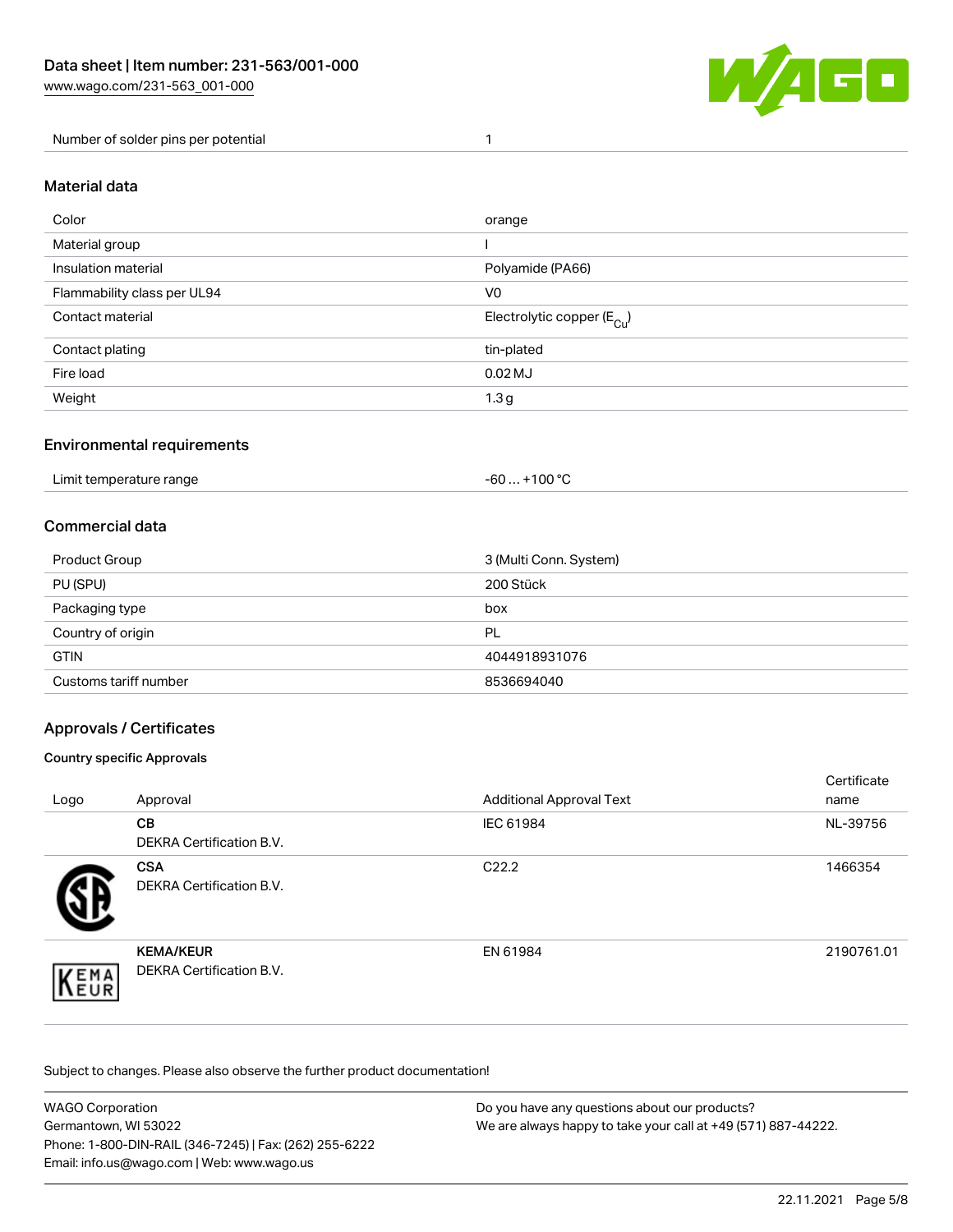| Number of solder pins per potential | 1 |
| --- | --- |

## Material data

| Color | orange |
| --- | --- |
| Material group | I |
| Insulation material | Polyamide (PA66) |
| Flammability class per UL94 | V0 |
| Contact material | Electrolytic copper ($E_{Cu}$) |
| Contact plating | tin-plated |
| Fire load | 0.02 MJ |
| Weight | 1.3 g |

## Environmental requirements

| Limit temperature range | -60 … +100 °C |
| --- | --- |

## Commercial data

| Product Group | 3 (Multi Conn. System) |
| --- | --- |
| PU (SPU) | 200 Stück |
| Packaging type | box |
| Country of origin | PL |
| GTIN | 4044918931076 |
| Customs tariff number | 8536694040 |

## Approvals / Certificates

### Country specific Approvals

| Logo | Approval | Additional Approval Text | Certificate name |
| --- | --- | --- | --- |
| | **CB**<br>DEKRA Certification B.V. | IEC 61984 | NL-39756 |
| | **CSA**<br>DEKRA Certification B.V. | C22.2 | 1466354 |
| | **KEMA/KEUR**<br>DEKRA Certification B.V. | EN 61984 | 2190761.01 |

Subject to changes. Please also observe the further product documentation!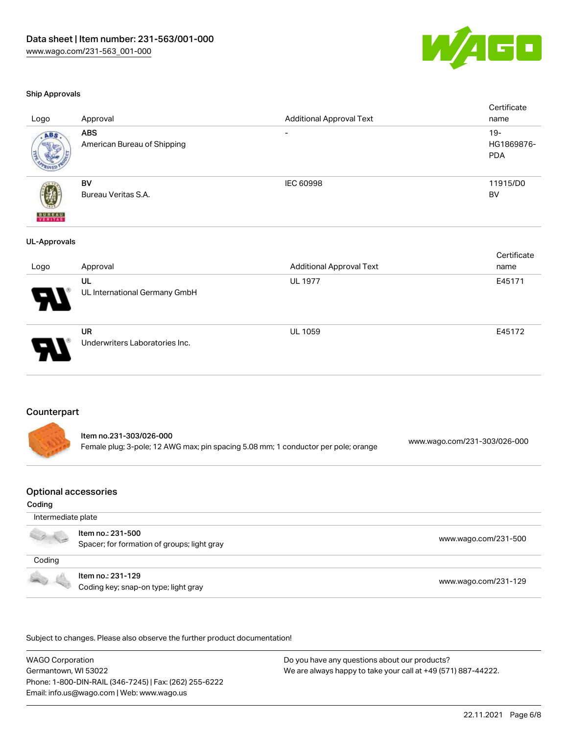### Ship Approvals

| Logo | Approval | Additional Approval Text | Certificate name |
| --- | --- | --- | --- |
| | **ABS**<br>American Bureau of Shipping | - | 19-HG1869876-PDA |
| | **BV**<br>Bureau Veritas S.A. | IEC 60998 | 11915/D0 BV |

### UL-Approvals

| Logo | Approval | Additional Approval Text | Certificate name |
| --- | --- | --- | --- |
| | **UL**<br>UL International Germany GmbH | UL 1977 | E45171 |
| | **UR**<br>Underwriters Laboratories Inc. | UL 1059 | E45172 |

## Counterpart

| Item | Link |
| --- | --- |
| **Item no.231-303/026-000**<br>Female plug; 3-pole; 12 AWG max; pin spacing 5.08 mm; 1 conductor per pole; orange | www.wago.com/231-303/026-000 |

## Optional accessories

### Coding

| Intermediate plate | |
| --- | --- |
| **Item no.: 231-500**<br>Spacer; for formation of groups; light gray | www.wago.com/231-500 |
| **Coding** | |
| **Item no.: 231-129**<br>Coding key; snap-on type; light gray | www.wago.com/231-129 |

Subject to changes. Please also observe the further product documentation!

WAGO Corporation
Germantown, WI 53022
Phone: 1-800-DIN-RAIL (346-7245) | Fax: (262) 255-6222
Email: info.us@wago.com | Web: www.wago.us

Do you have any questions about our products?
We are always happy to take your call at +49 (571) 887-44222.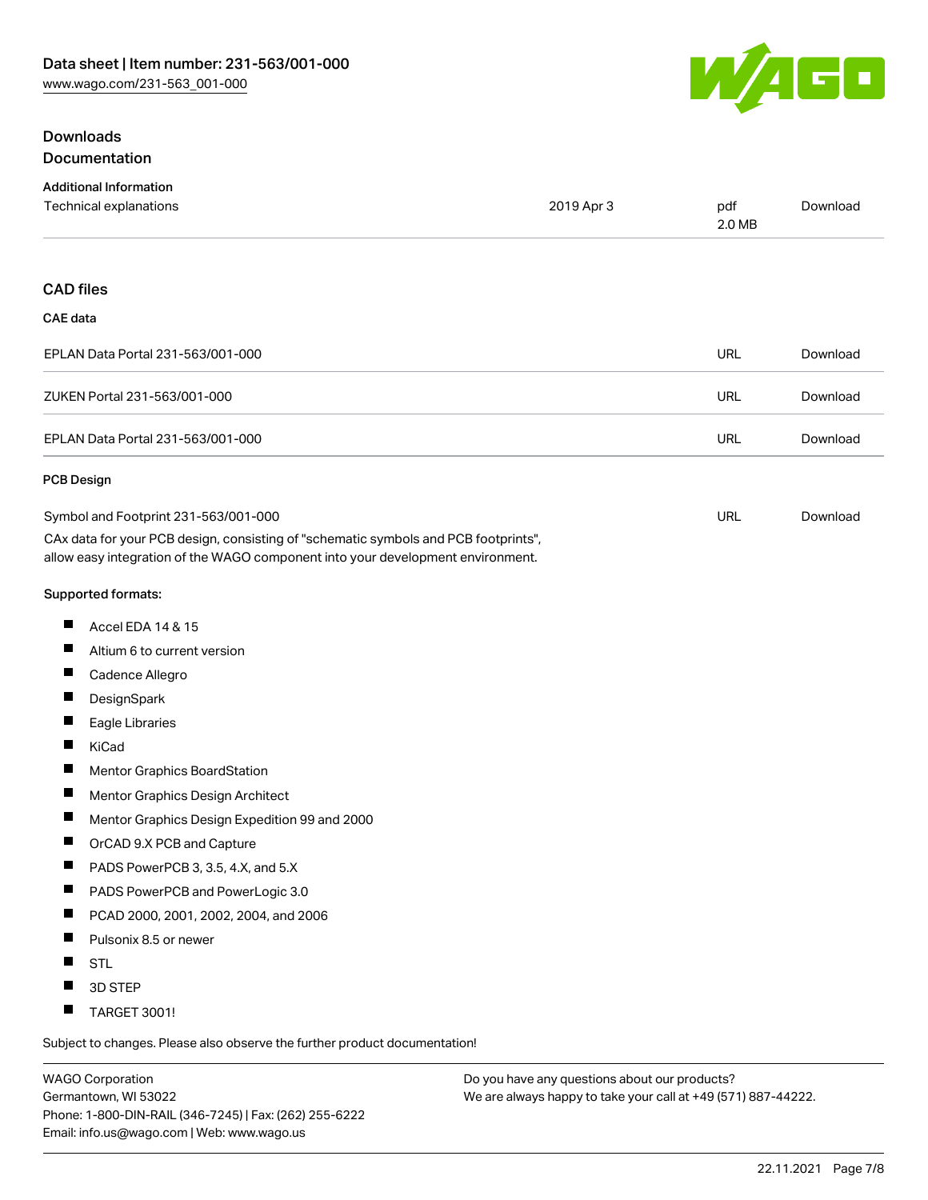## Downloads

### Documentation

#### Additional Information

| | | | |
|---|---|---|---|
| Technical explanations | 2019 Apr 3 | pdf 2.0 MB | Download |

### CAD files

#### CAE data

| | | |
|---|---|---|
| EPLAN Data Portal 231-563/001-000 | URL | Download |
| ZUKEN Portal 231-563/001-000 | URL | Download |
| EPLAN Data Portal 231-563/001-000 | URL | Download |

#### PCB Design

| | | |
|---|---|---|
| Symbol and Footprint 231-563/001-000 | URL | Download |

CAx data for your PCB design, consisting of "schematic symbols and PCB footprints", allow easy integration of the WAGO component into your development environment.

Supported formats:

- Accel EDA 14 & 15
- Altium 6 to current version
- Cadence Allegro
- DesignSpark
- Eagle Libraries
- KiCad
- Mentor Graphics BoardStation
- Mentor Graphics Design Architect
- Mentor Graphics Design Expedition 99 and 2000
- OrCAD 9.X PCB and Capture
- PADS PowerPCB 3, 3.5, 4.X, and 5.X
- PADS PowerPCB and PowerLogic 3.0
- PCAD 2000, 2001, 2002, 2004, and 2006
- Pulsonix 8.5 or newer
- STL
- 3D STEP
- TARGET 3001!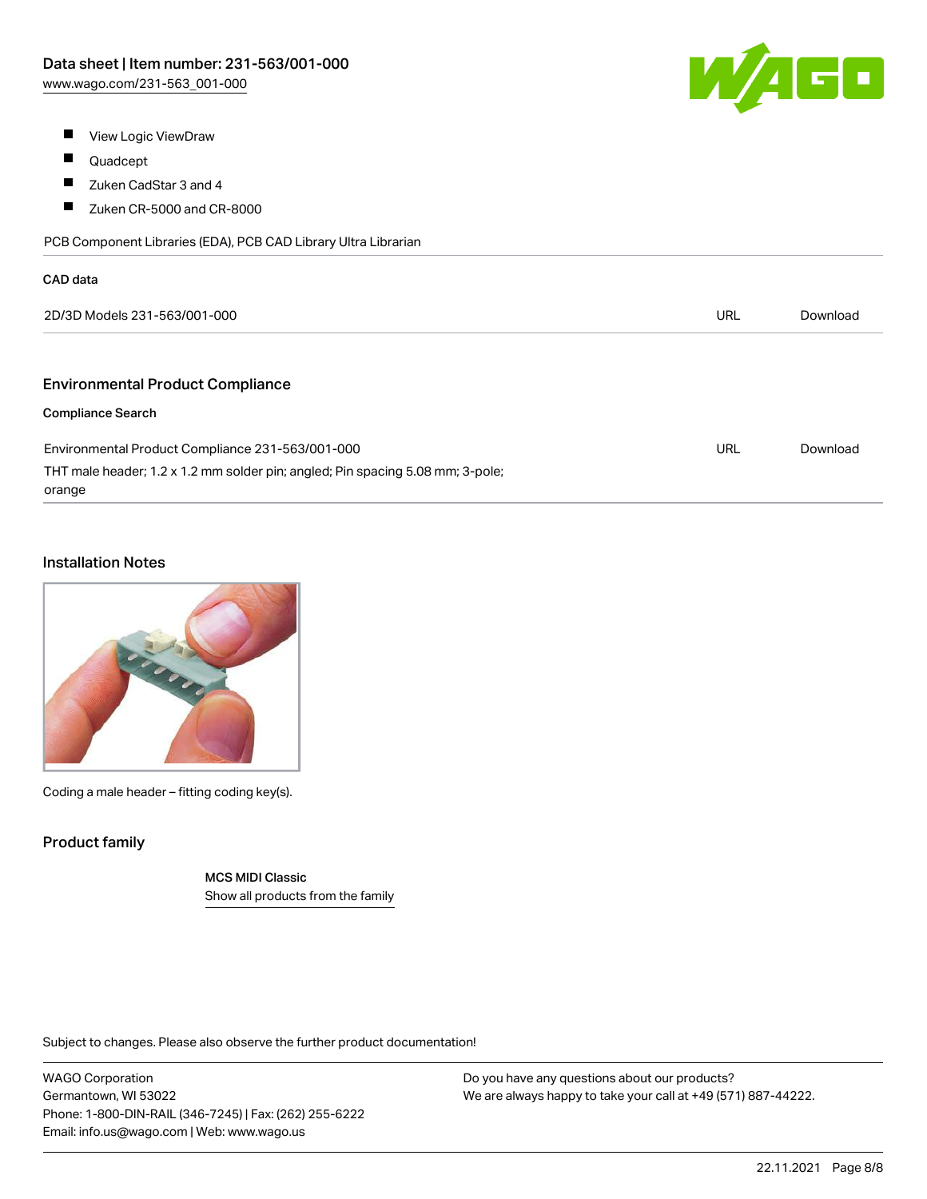- View Logic ViewDraw
- Quadcept
- Zuken CadStar 3 and 4
- Zuken CR-5000 and CR-8000

PCB Component Libraries (EDA), PCB CAD Library Ultra Librarian

**CAD data**

| | | |
|---|---|---|
| 2D/3D Models 231-563/001-000 | URL | Download |

## Environmental Product Compliance

**Compliance Search**

| | | |
|---|---|---|
| Environmental Product Compliance 231-563/001-000<br>THT male header; 1.2 x 1.2 mm solder pin; angled; Pin spacing 5.08 mm; 3-pole; orange | URL | Download |

## Installation Notes

Coding a male header – fitting coding key(s).

## Product family

MCS MIDI Classic
Show all products from the family

Subject to changes. Please also observe the further product documentation!

WAGO Corporation
Germantown, WI 53022
Phone: 1-800-DIN-RAIL (346-7245) | Fax: (262) 255-6222
Email: info.us@wago.com | Web: www.wago.us

Do you have any questions about our products?
We are always happy to take your call at +49 (571) 887-44222.